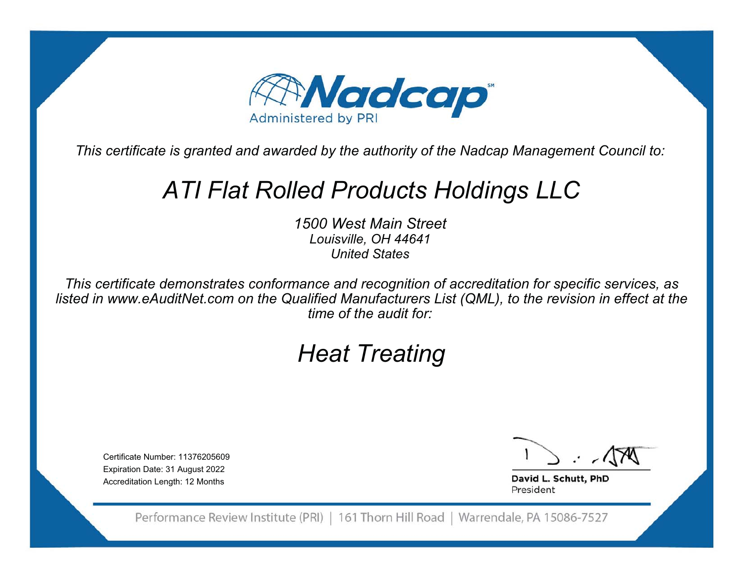Nadcap[SM]

Administered by PRI

*This certificate is granted and awarded by the authority of the Nadcap Management Council to:*

# *ATI Flat Rolled Products Holdings LLC*

*1500 West Main Street*
*Louisville, OH 44641*
*United States*

*This certificate demonstrates conformance and recognition of accreditation for specific services, as listed in www.eAuditNet.com on the Qualified Manufacturers List (QML), to the revision in effect at the time of the audit for:*

## *Heat Treating*

Certificate Number: 11376205609
Expiration Date: 31 August 2022
Accreditation Length: 12 Months

**David L. Schutt, PhD**
President

Performance Review Institute (PRI) | 161 Thorn Hill Road | Warrendale, PA 15086-7527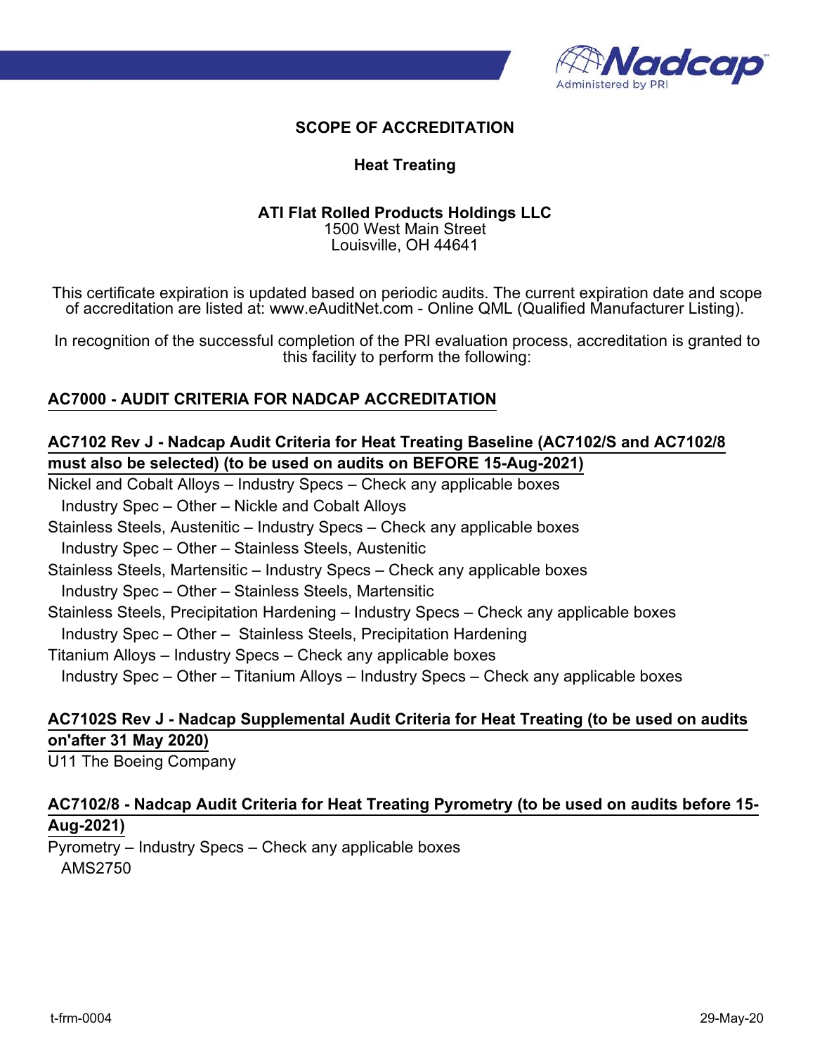## SCOPE OF ACCREDITATION

### Heat Treating

**ATI Flat Rolled Products Holdings LLC**
1500 West Main Street
Louisville, OH 44641

This certificate expiration is updated based on periodic audits. The current expiration date and scope of accreditation are listed at: www.eAuditNet.com - Online QML (Qualified Manufacturer Listing).

In recognition of the successful completion of the PRI evaluation process, accreditation is granted to this facility to perform the following:

**AC7000 - AUDIT CRITERIA FOR NADCAP ACCREDITATION**

**AC7102 Rev J - Nadcap Audit Criteria for Heat Treating Baseline (AC7102/S and AC7102/8 must also be selected) (to be used on audits on BEFORE 15-Aug-2021)**

Nickel and Cobalt Alloys – Industry Specs – Check any applicable boxes
  Industry Spec – Other – Nickle and Cobalt Alloys
Stainless Steels, Austenitic – Industry Specs – Check any applicable boxes
  Industry Spec – Other – Stainless Steels, Austenitic
Stainless Steels, Martensitic – Industry Specs – Check any applicable boxes
  Industry Spec – Other – Stainless Steels, Martensitic
Stainless Steels, Precipitation Hardening – Industry Specs – Check any applicable boxes
  Industry Spec – Other – Stainless Steels, Precipitation Hardening
Titanium Alloys – Industry Specs – Check any applicable boxes
  Industry Spec – Other – Titanium Alloys – Industry Specs – Check any applicable boxes

**AC7102S Rev J - Nadcap Supplemental Audit Criteria for Heat Treating (to be used on audits on'after 31 May 2020)**

U11 The Boeing Company

**AC7102/8 - Nadcap Audit Criteria for Heat Treating Pyrometry (to be used on audits before 15-Aug-2021)**

Pyrometry – Industry Specs – Check any applicable boxes
  AMS2750

t-frm-0004 29-May-20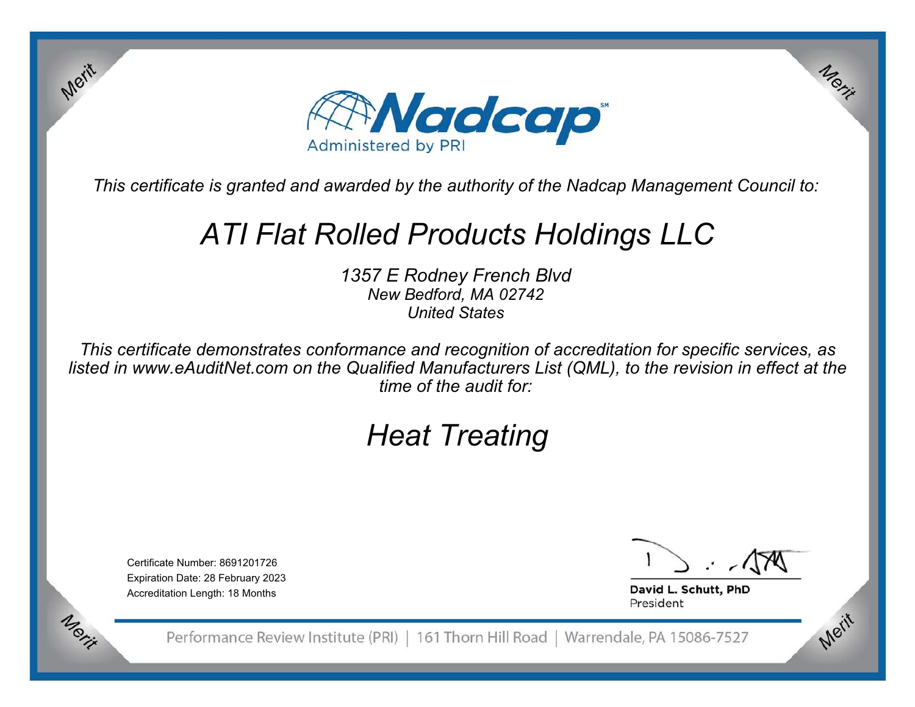Merit

Merit

# Nadcap

Administered by PRI

*This certificate is granted and awarded by the authority of the Nadcap Management Council to:*

## *ATI Flat Rolled Products Holdings LLC*

*1357 E Rodney French Blvd*
*New Bedford, MA 02742*
*United States*

*This certificate demonstrates conformance and recognition of accreditation for specific services, as listed in www.eAuditNet.com on the Qualified Manufacturers List (QML), to the revision in effect at the time of the audit for:*

## *Heat Treating*

Certificate Number: 8691201726
Expiration Date: 28 February 2023
Accreditation Length: 18 Months

**David L. Schutt, PhD**
President

Performance Review Institute (PRI) | 161 Thorn Hill Road | Warrendale, PA 15086-7527

Merit

Merit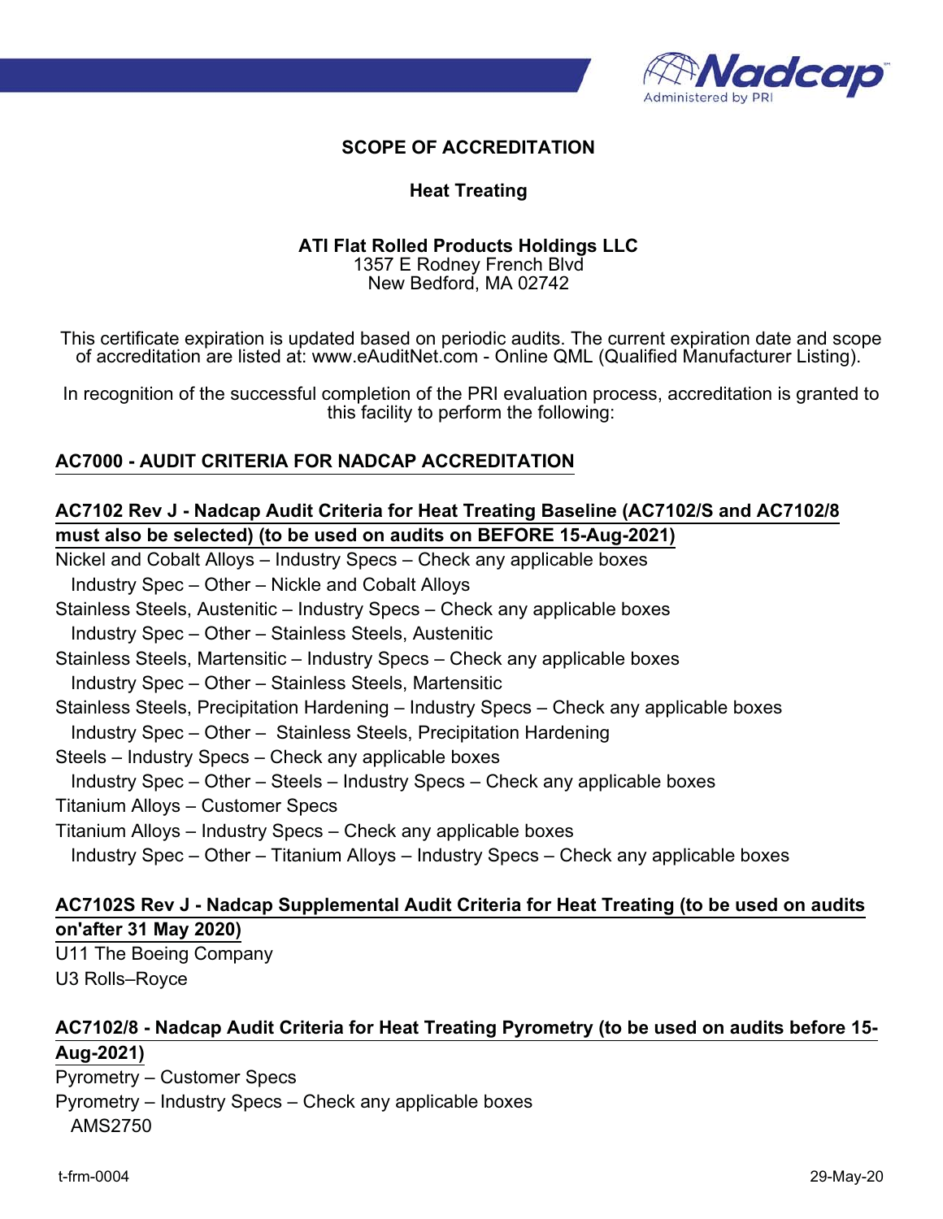**SCOPE OF ACCREDITATION**

**Heat Treating**

**ATI Flat Rolled Products Holdings LLC**
1357 E Rodney French Blvd
New Bedford, MA 02742

This certificate expiration is updated based on periodic audits. The current expiration date and scope of accreditation are listed at: www.eAuditNet.com - Online QML (Qualified Manufacturer Listing).

In recognition of the successful completion of the PRI evaluation process, accreditation is granted to this facility to perform the following:

**AC7000 - AUDIT CRITERIA FOR NADCAP ACCREDITATION**

**AC7102 Rev J - Nadcap Audit Criteria for Heat Treating Baseline (AC7102/S and AC7102/8 must also be selected) (to be used on audits on BEFORE 15-Aug-2021)**

Nickel and Cobalt Alloys – Industry Specs – Check any applicable boxes
  Industry Spec – Other – Nickle and Cobalt Alloys
Stainless Steels, Austenitic – Industry Specs – Check any applicable boxes
  Industry Spec – Other – Stainless Steels, Austenitic
Stainless Steels, Martensitic – Industry Specs – Check any applicable boxes
  Industry Spec – Other – Stainless Steels, Martensitic
Stainless Steels, Precipitation Hardening – Industry Specs – Check any applicable boxes
  Industry Spec – Other – Stainless Steels, Precipitation Hardening
Steels – Industry Specs – Check any applicable boxes
  Industry Spec – Other – Steels – Industry Specs – Check any applicable boxes
Titanium Alloys – Customer Specs
Titanium Alloys – Industry Specs – Check any applicable boxes
  Industry Spec – Other – Titanium Alloys – Industry Specs – Check any applicable boxes

**AC7102S Rev J - Nadcap Supplemental Audit Criteria for Heat Treating (to be used on audits on'after 31 May 2020)**

U11 The Boeing Company
U3 Rolls–Royce

**AC7102/8 - Nadcap Audit Criteria for Heat Treating Pyrometry (to be used on audits before 15-Aug-2021)**

Pyrometry – Customer Specs
Pyrometry – Industry Specs – Check any applicable boxes
  AMS2750

t-frm-0004 29-May-20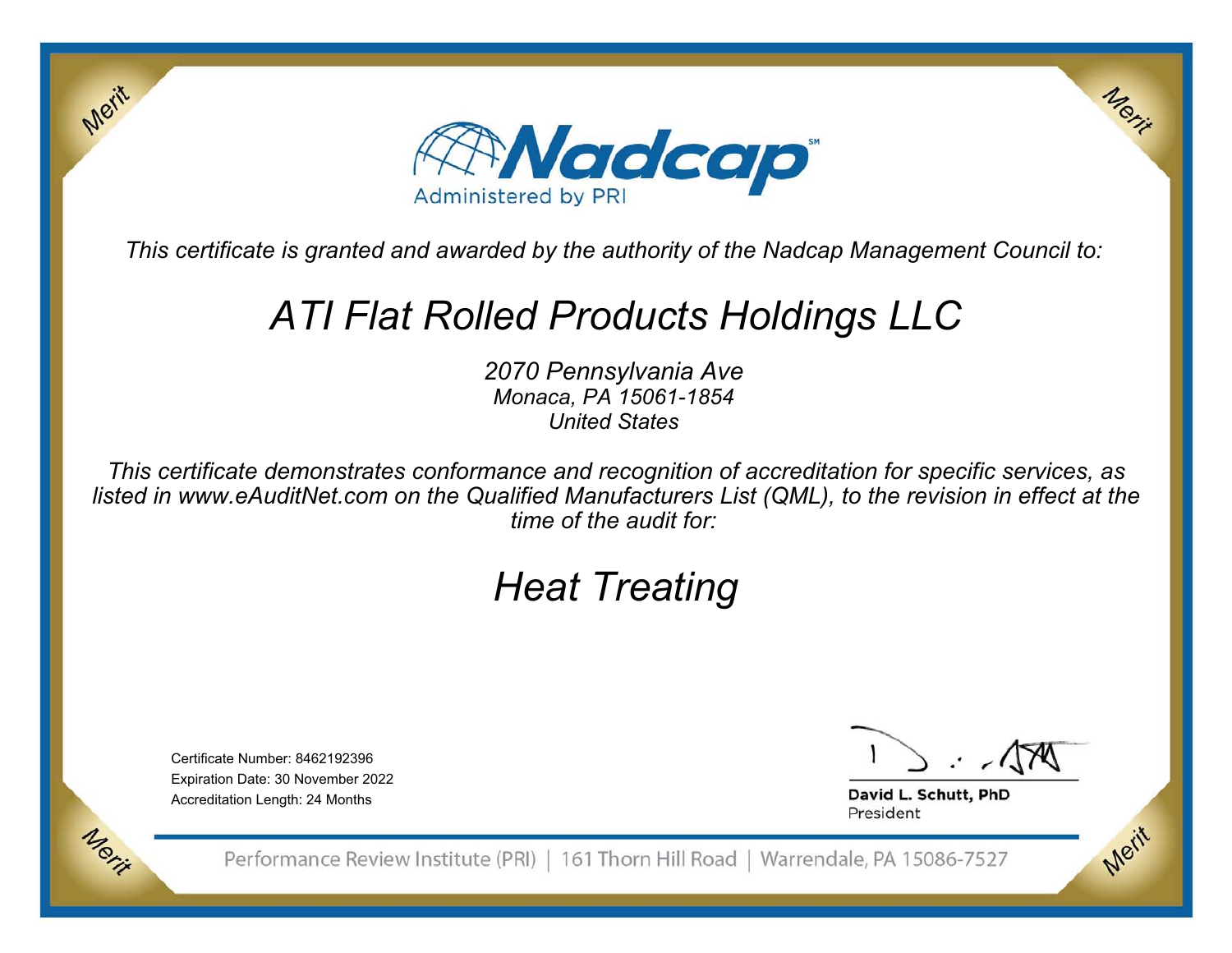# Nadcap

Administered by PRI

*This certificate is granted and awarded by the authority of the Nadcap Management Council to:*

## *ATI Flat Rolled Products Holdings LLC*

*2070 Pennsylvania Ave*
*Monaca, PA 15061-1854*
*United States*

*This certificate demonstrates conformance and recognition of accreditation for specific services, as listed in www.eAuditNet.com on the Qualified Manufacturers List (QML), to the revision in effect at the time of the audit for:*

## *Heat Treating*

Certificate Number: 8462192396
Expiration Date: 30 November 2022
Accreditation Length: 24 Months

**David L. Schutt, PhD**
President

Performance Review Institute (PRI) | 161 Thorn Hill Road | Warrendale, PA 15086-7527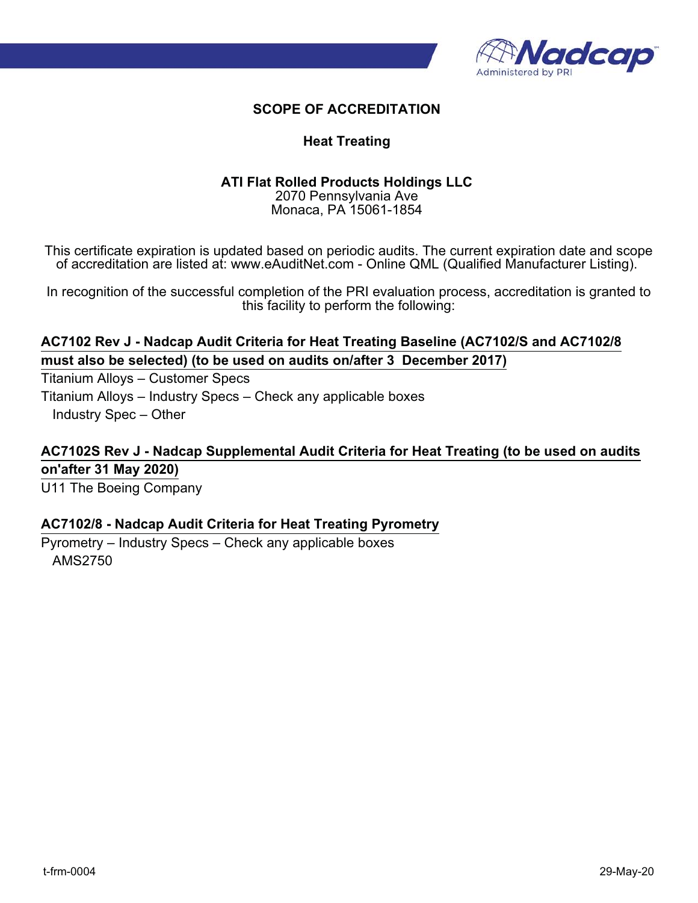# SCOPE OF ACCREDITATION

## Heat Treating

**ATI Flat Rolled Products Holdings LLC**
2070 Pennsylvania Ave
Monaca, PA 15061-1854

This certificate expiration is updated based on periodic audits. The current expiration date and scope of accreditation are listed at: www.eAuditNet.com - Online QML (Qualified Manufacturer Listing).

In recognition of the successful completion of the PRI evaluation process, accreditation is granted to this facility to perform the following:

**AC7102 Rev J - Nadcap Audit Criteria for Heat Treating Baseline (AC7102/S and AC7102/8 must also be selected) (to be used on audits on/after 3 December 2017)**

Titanium Alloys – Customer Specs

Titanium Alloys – Industry Specs – Check any applicable boxes

- Industry Spec – Other

**AC7102S Rev J - Nadcap Supplemental Audit Criteria for Heat Treating (to be used on audits on'after 31 May 2020)**

U11 The Boeing Company

**AC7102/8 - Nadcap Audit Criteria for Heat Treating Pyrometry**

Pyrometry – Industry Specs – Check any applicable boxes

- AMS2750

t-frm-0004 29-May-20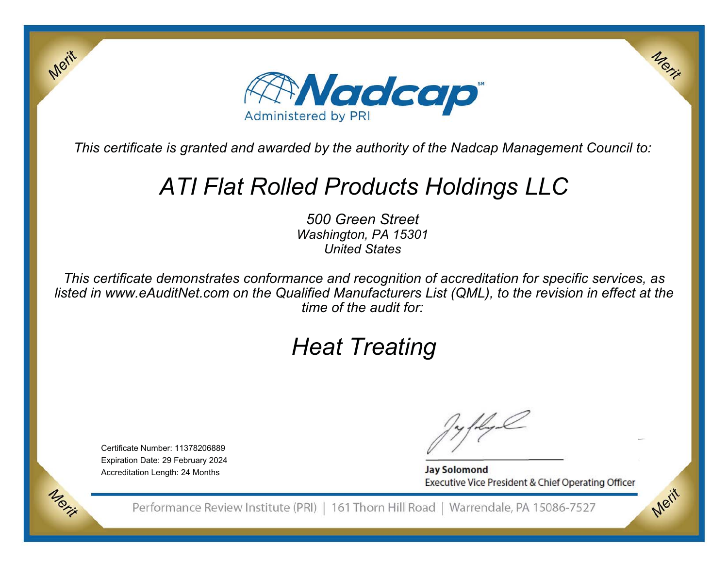# Nadcap

Administered by PRI

*This certificate is granted and awarded by the authority of the Nadcap Management Council to:*

## *ATI Flat Rolled Products Holdings LLC*

*500 Green Street*
*Washington, PA 15301*
*United States*

*This certificate demonstrates conformance and recognition of accreditation for specific services, as listed in www.eAuditNet.com on the Qualified Manufacturers List (QML), to the revision in effect at the time of the audit for:*

## *Heat Treating*

Certificate Number: 11378206889
Expiration Date: 29 February 2024
Accreditation Length: 24 Months

**Jay Solomond**
Executive Vice President & Chief Operating Officer

Performance Review Institute (PRI) | 161 Thorn Hill Road | Warrendale, PA 15086-7527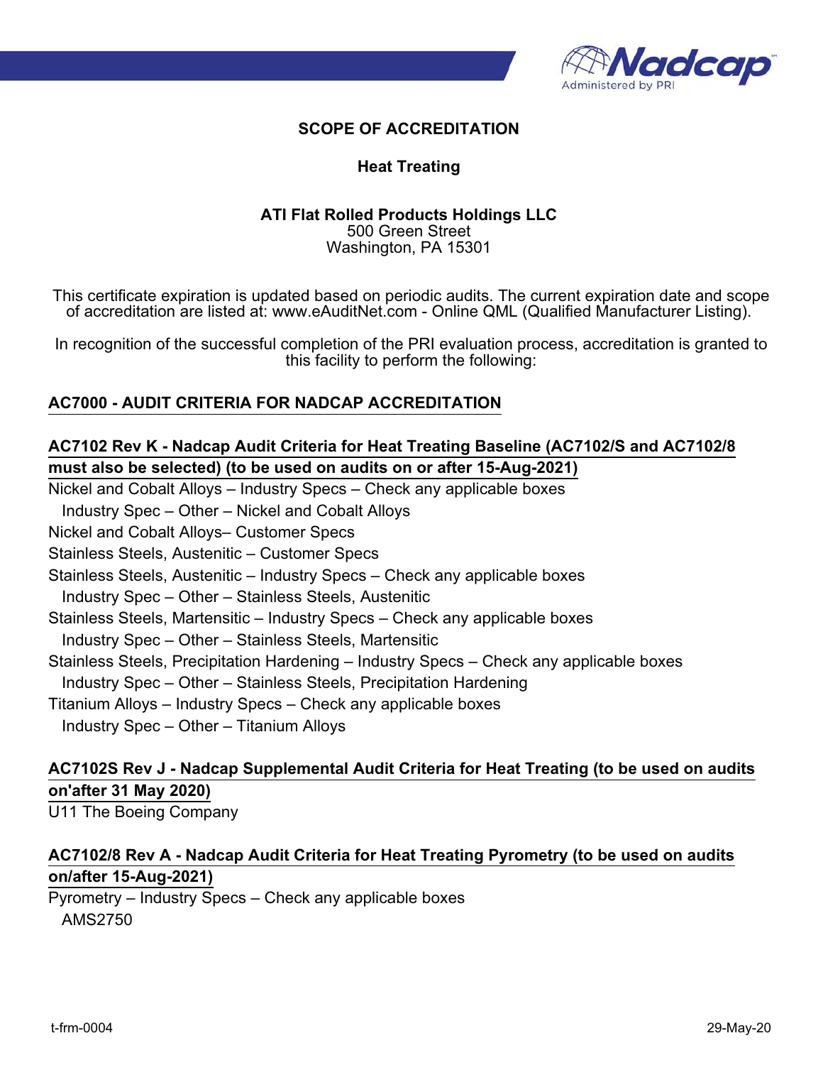## SCOPE OF ACCREDITATION

### Heat Treating

**ATI Flat Rolled Products Holdings LLC**
500 Green Street
Washington, PA 15301

This certificate expiration is updated based on periodic audits. The current expiration date and scope of accreditation are listed at: www.eAuditNet.com - Online QML (Qualified Manufacturer Listing).

In recognition of the successful completion of the PRI evaluation process, accreditation is granted to this facility to perform the following:

**AC7000 - AUDIT CRITERIA FOR NADCAP ACCREDITATION**

**AC7102 Rev K - Nadcap Audit Criteria for Heat Treating Baseline (AC7102/S and AC7102/8 must also be selected) (to be used on audits on or after 15-Aug-2021)**

Nickel and Cobalt Alloys – Industry Specs – Check any applicable boxes
- Industry Spec – Other – Nickel and Cobalt Alloys

Nickel and Cobalt Alloys– Customer Specs
Stainless Steels, Austenitic – Customer Specs
Stainless Steels, Austenitic – Industry Specs – Check any applicable boxes
- Industry Spec – Other – Stainless Steels, Austenitic

Stainless Steels, Martensitic – Industry Specs – Check any applicable boxes
- Industry Spec – Other – Stainless Steels, Martensitic

Stainless Steels, Precipitation Hardening – Industry Specs – Check any applicable boxes
- Industry Spec – Other – Stainless Steels, Precipitation Hardening

Titanium Alloys – Industry Specs – Check any applicable boxes
- Industry Spec – Other – Titanium Alloys

**AC7102S Rev J - Nadcap Supplemental Audit Criteria for Heat Treating (to be used on audits on'after 31 May 2020)**

U11 The Boeing Company

**AC7102/8 Rev A - Nadcap Audit Criteria for Heat Treating Pyrometry (to be used on audits on/after 15-Aug-2021)**

Pyrometry – Industry Specs – Check any applicable boxes
- AMS2750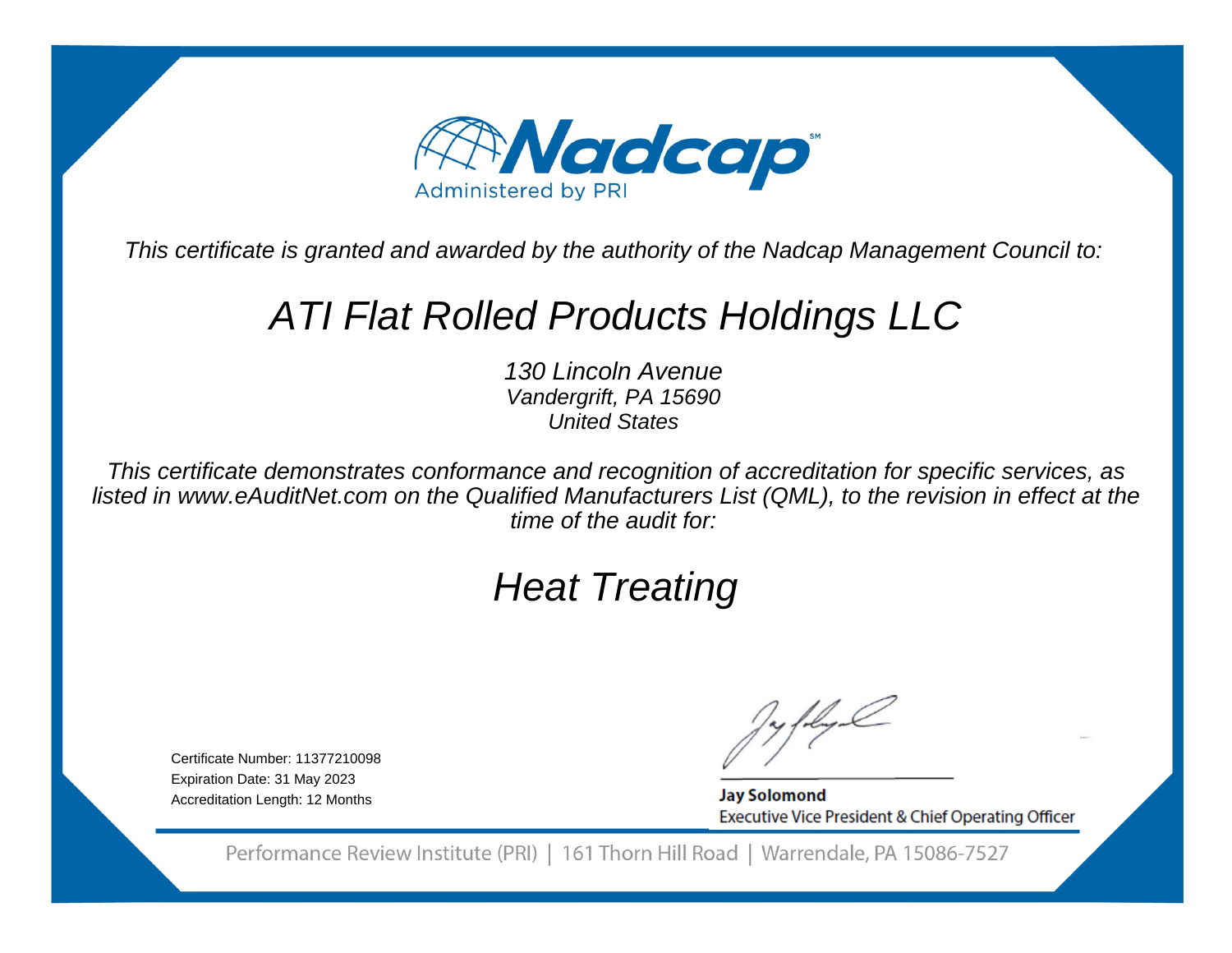# Nadcap

Administered by PRI

*This certificate is granted and awarded by the authority of the Nadcap Management Council to:*

## *ATI Flat Rolled Products Holdings LLC*

*130 Lincoln Avenue*
*Vandergrift, PA 15690*
*United States*

*This certificate demonstrates conformance and recognition of accreditation for specific services, as listed in www.eAuditNet.com on the Qualified Manufacturers List (QML), to the revision in effect at the time of the audit for:*

## *Heat Treating*

Certificate Number: 11377210098
Expiration Date: 31 May 2023
Accreditation Length: 12 Months

**Jay Solomond**
Executive Vice President & Chief Operating Officer

Performance Review Institute (PRI) | 161 Thorn Hill Road | Warrendale, PA 15086-7527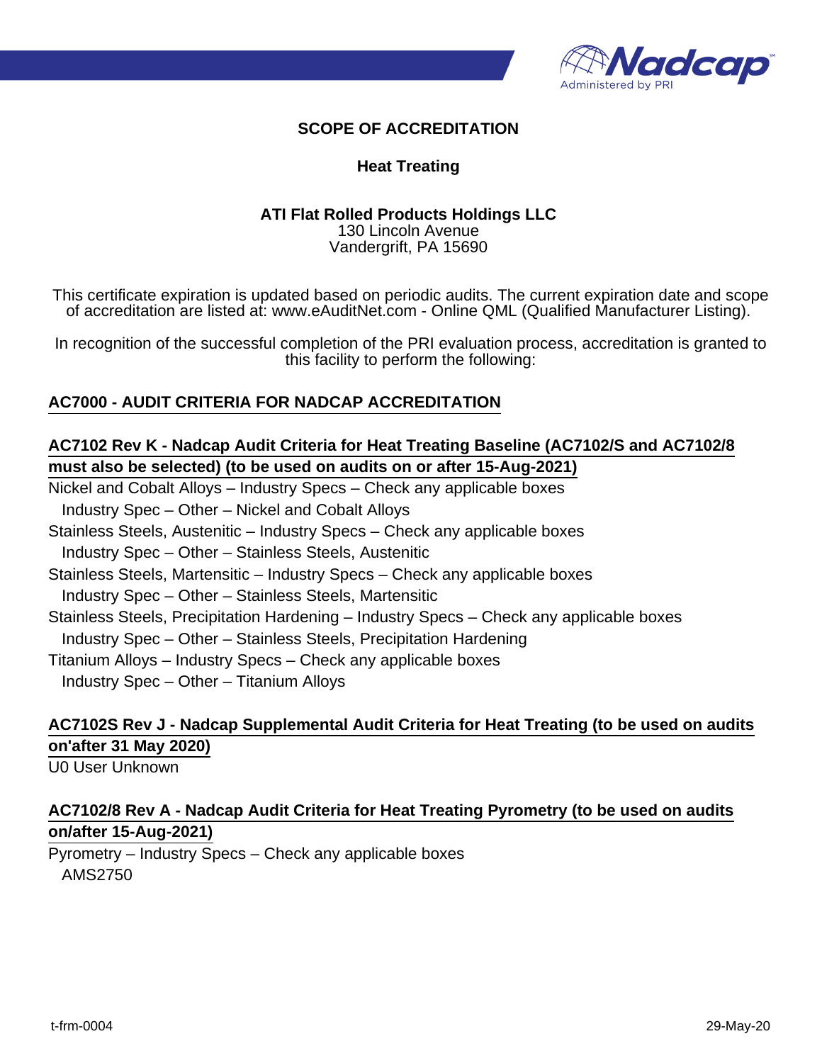# SCOPE OF ACCREDITATION

## Heat Treating

**ATI Flat Rolled Products Holdings LLC**
130 Lincoln Avenue
Vandergrift, PA 15690

This certificate expiration is updated based on periodic audits. The current expiration date and scope of accreditation are listed at: www.eAuditNet.com - Online QML (Qualified Manufacturer Listing).

In recognition of the successful completion of the PRI evaluation process, accreditation is granted to this facility to perform the following:

### AC7000 - AUDIT CRITERIA FOR NADCAP ACCREDITATION

### AC7102 Rev K - Nadcap Audit Criteria for Heat Treating Baseline (AC7102/S and AC7102/8 must also be selected) (to be used on audits on or after 15-Aug-2021)

Nickel and Cobalt Alloys – Industry Specs – Check any applicable boxes
  Industry Spec – Other – Nickel and Cobalt Alloys
Stainless Steels, Austenitic – Industry Specs – Check any applicable boxes
  Industry Spec – Other – Stainless Steels, Austenitic
Stainless Steels, Martensitic – Industry Specs – Check any applicable boxes
  Industry Spec – Other – Stainless Steels, Martensitic
Stainless Steels, Precipitation Hardening – Industry Specs – Check any applicable boxes
  Industry Spec – Other – Stainless Steels, Precipitation Hardening
Titanium Alloys – Industry Specs – Check any applicable boxes
  Industry Spec – Other – Titanium Alloys

### AC7102S Rev J - Nadcap Supplemental Audit Criteria for Heat Treating (to be used on audits on'after 31 May 2020)

U0 User Unknown

### AC7102/8 Rev A - Nadcap Audit Criteria for Heat Treating Pyrometry (to be used on audits on/after 15-Aug-2021)

Pyrometry – Industry Specs – Check any applicable boxes
  AMS2750

t-frm-0004 29-May-20